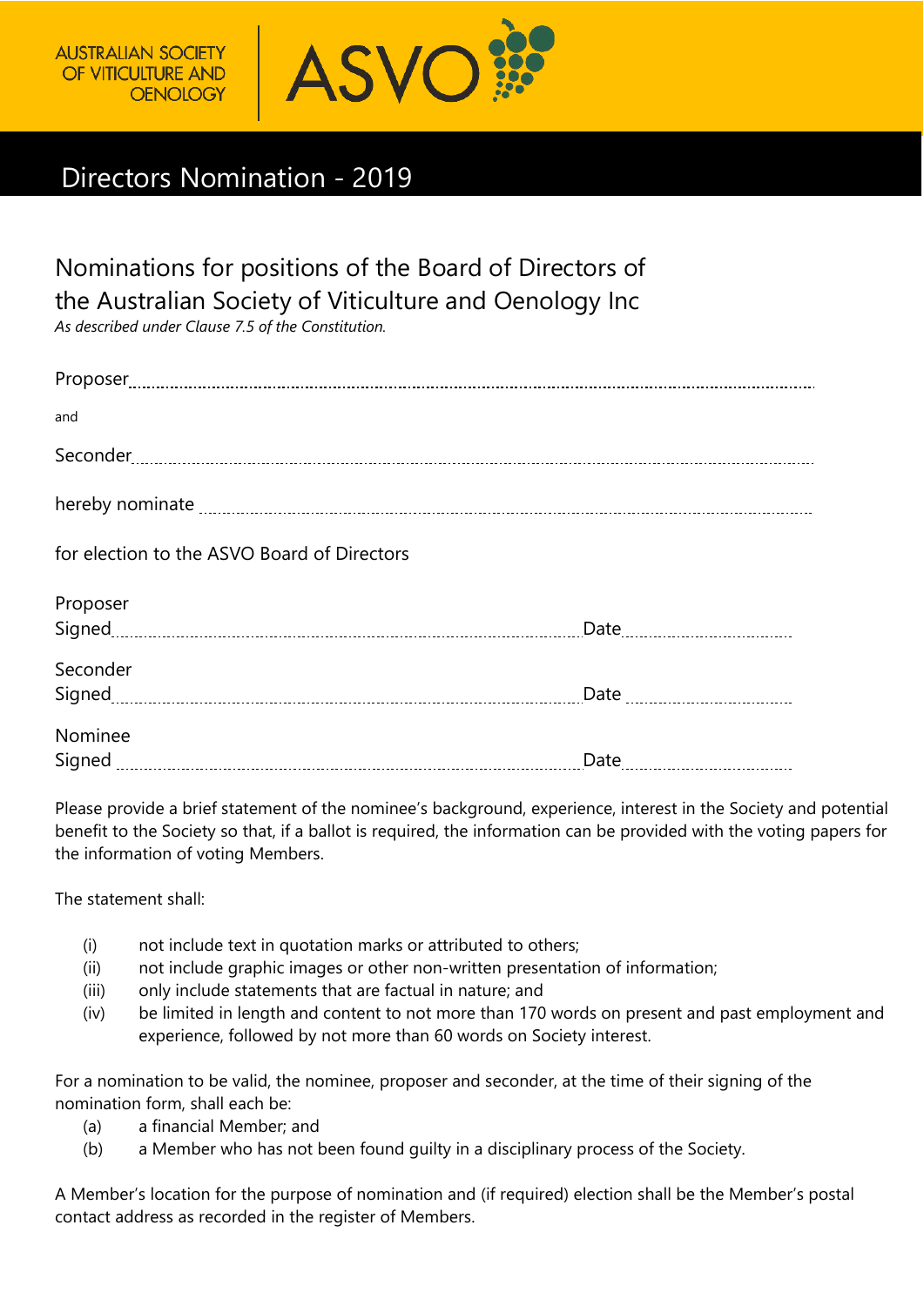AUSTRALIAN SOCIETY OF VITICULTURE AND OENOLOGY

ASVO

# Directors Nomination - 2019

## Nominations for positions of the Board of Directors of the Australian Society of Viticulture and Oenology Inc

*As described under Clause 7.5 of the Constitution.*

Proposer........................................................................................................................................

and

Seconder........................................................................................................................................

hereby nominate ........................................................................................................................

for election to the ASVO Board of Directors

Proposer
Signed............................................................................................ Date......................................

Seconder
Signed............................................................................................ Date......................................

Nominee
Signed............................................................................................ Date......................................

Please provide a brief statement of the nominee's background, experience, interest in the Society and potential benefit to the Society so that, if a ballot is required, the information can be provided with the voting papers for the information of voting Members.

The statement shall:

- (i) not include text in quotation marks or attributed to others;
- (ii) not include graphic images or other non-written presentation of information;
- (iii) only include statements that are factual in nature; and
- (iv) be limited in length and content to not more than 170 words on present and past employment and experience, followed by not more than 60 words on Society interest.

For a nomination to be valid, the nominee, proposer and seconder, at the time of their signing of the nomination form, shall each be:

- (a) a financial Member; and
- (b) a Member who has not been found guilty in a disciplinary process of the Society.

A Member's location for the purpose of nomination and (if required) election shall be the Member's postal contact address as recorded in the register of Members.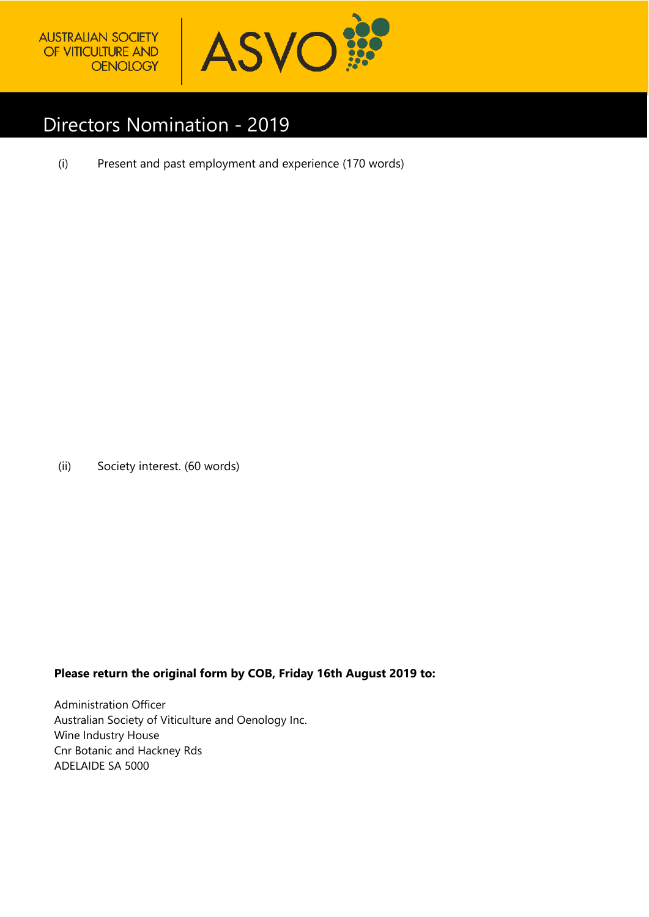AUSTRALIAN SOCIETY OF VITICULTURE AND OENOLOGY

ASVO

# Directors Nomination - 2019

(i) Present and past employment and experience (170 words)

(ii) Society interest. (60 words)

**Please return the original form by COB, Friday 16th August 2019 to:**

Administration Officer
Australian Society of Viticulture and Oenology Inc.
Wine Industry House
Cnr Botanic and Hackney Rds
ADELAIDE SA 5000